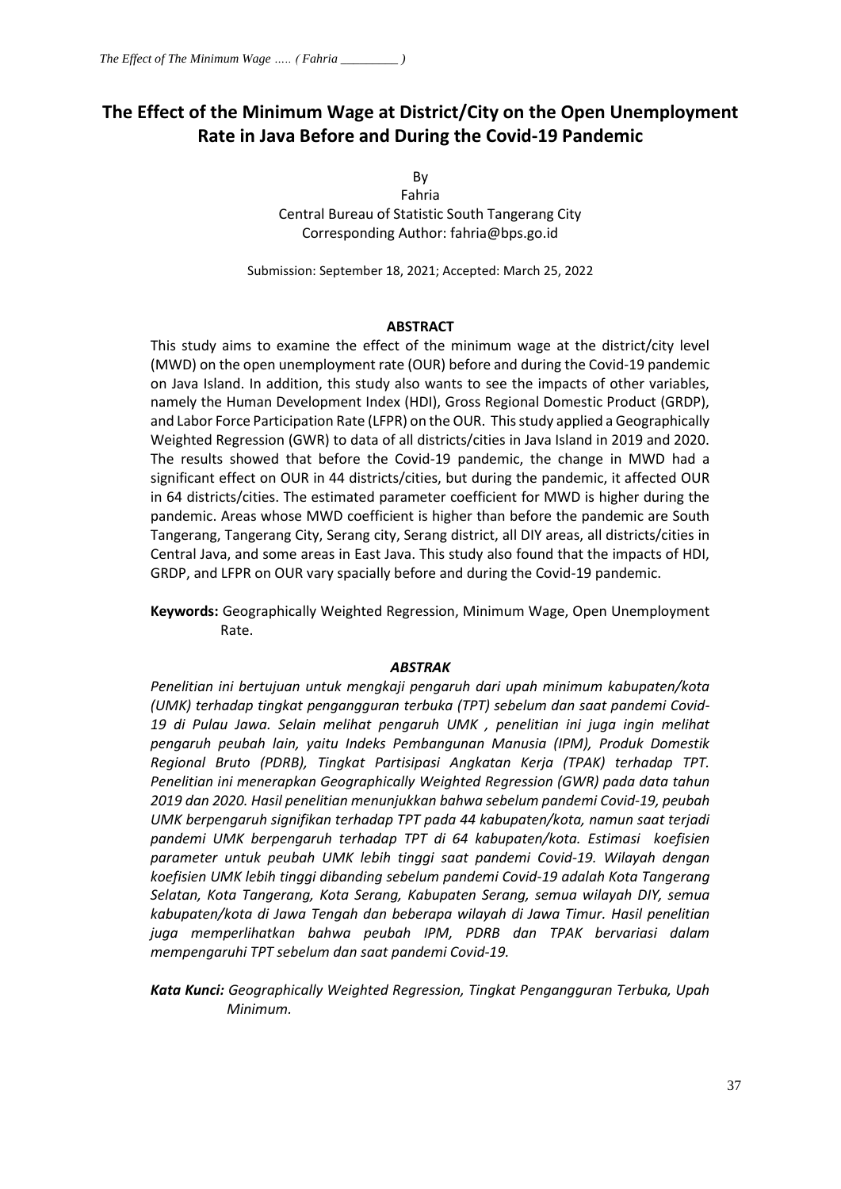# The Effect of the Minimum Wage at District/City on the Open Unemployment Rate in Java Before and During the Covid-19 Pandemic

By

Fahria

Central Bureau of Statistic South Tangerang City

Corresponding Author: fahria@bps.go.id

Submission: September 18, 2021; Accepted: March 25, 2022

## ABSTRACT

This study aims to examine the effect of the minimum wage at the district/city level (MWD) on the open unemployment rate (OUR) before and during the Covid-19 pandemic on Java Island. In addition, this study also wants to see the impacts of other variables, namely the Human Development Index (HDI), Gross Regional Domestic Product (GRDP), and Labor Force Participation Rate (LFPR) on the OUR. This study applied a Geographically Weighted Regression (GWR) to data of all districts/cities in Java Island in 2019 and 2020. The results showed that before the Covid-19 pandemic, the change in MWD had a significant effect on OUR in 44 districts/cities, but during the pandemic, it affected OUR in 64 districts/cities. The estimated parameter coefficient for MWD is higher during the pandemic. Areas whose MWD coefficient is higher than before the pandemic are South Tangerang, Tangerang City, Serang city, Serang district, all DIY areas, all districts/cities in Central Java, and some areas in East Java. This study also found that the impacts of HDI, GRDP, and LFPR on OUR vary spatially before and during the Covid-19 pandemic.

**Keywords:** Geographically Weighted Regression, Minimum Wage, Open Unemployment Rate.

## *ABSTRAK*

*Penelitian ini bertujuan untuk mengkaji pengaruh dari upah minimum kabupaten/kota (UMK) terhadap tingkat pengangguran terbuka (TPT) sebelum dan saat pandemi Covid-19 di Pulau Jawa. Selain melihat pengaruh UMK , penelitian ini juga ingin melihat pengaruh peubah lain, yaitu Indeks Pembangunan Manusia (IPM), Produk Domestik Regional Bruto (PDRB), Tingkat Partisipasi Angkatan Kerja (TPAK) terhadap TPT. Penelitian ini menerapkan Geographically Weighted Regression (GWR) pada data tahun 2019 dan 2020. Hasil penelitian menunjukkan bahwa sebelum pandemi Covid-19, peubah UMK berpengaruh signifikan terhadap TPT pada 44 kabupaten/kota, namun saat terjadi pandemi UMK berpengaruh terhadap TPT di 64 kabupaten/kota. Estimasi koefisien parameter untuk peubah UMK lebih tinggi saat pandemi Covid-19. Wilayah dengan koefisien UMK lebih tinggi dibanding sebelum pandemi Covid-19 adalah Kota Tangerang Selatan, Kota Tangerang, Kota Serang, Kabupaten Serang, semua wilayah DIY, semua kabupaten/kota di Jawa Tengah dan beberapa wilayah di Jawa Timur. Hasil penelitian juga memperlihatkan bahwa peubah IPM, PDRB dan TPAK bervariasi dalam mempengaruhi TPT sebelum dan saat pandemi Covid-19.*

***Kata Kunci:*** *Geographically Weighted Regression, Tingkat Pengangguran Terbuka, Upah Minimum.*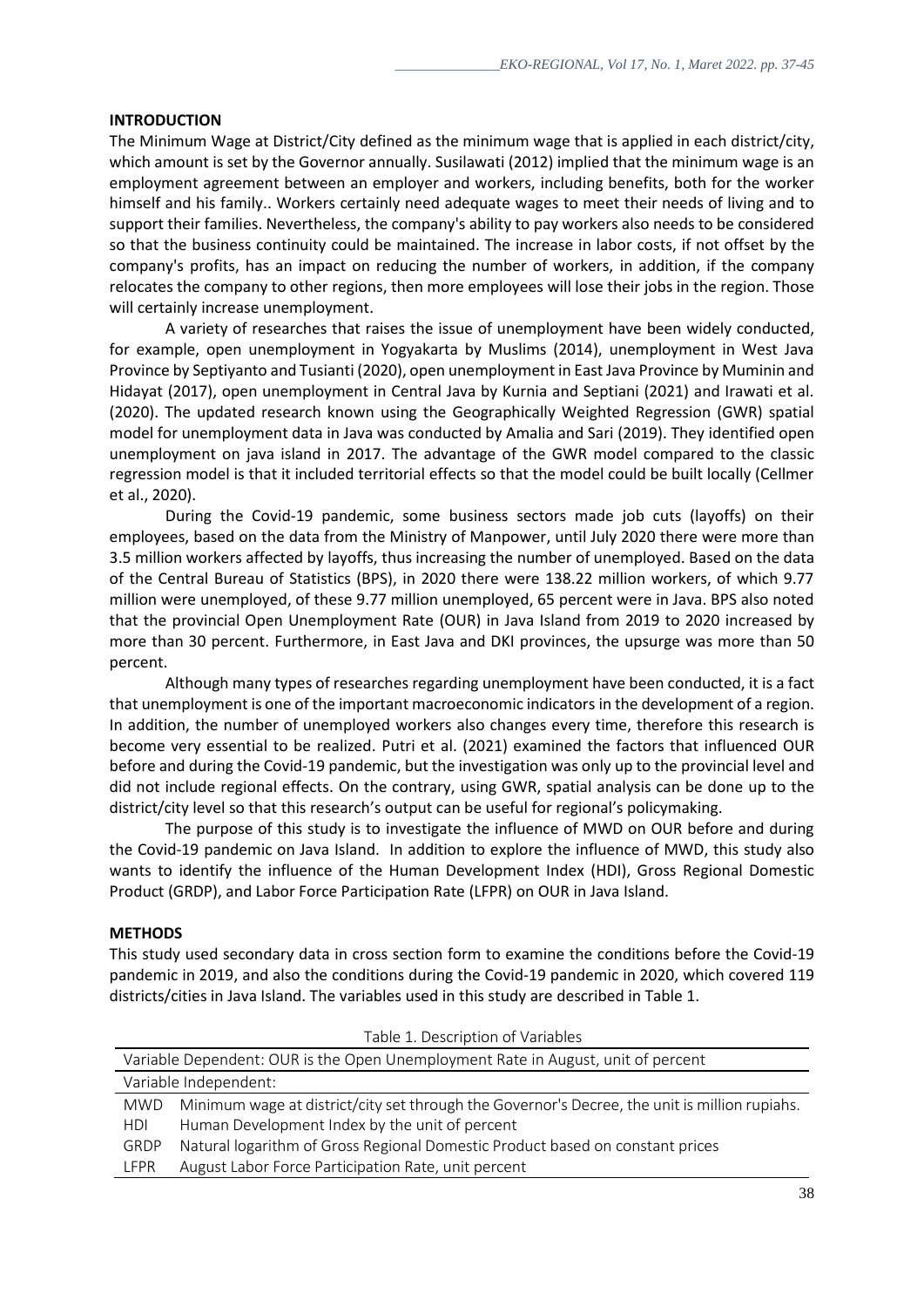**INTRODUCTION**

The Minimum Wage at District/City defined as the minimum wage that is applied in each district/city, which amount is set by the Governor annually. Susilawati (2012) implied that the minimum wage is an employment agreement between an employer and workers, including benefits, both for the worker himself and his family.. Workers certainly need adequate wages to meet their needs of living and to support their families. Nevertheless, the company's ability to pay workers also needs to be considered so that the business continuity could be maintained. The increase in labor costs, if not offset by the company's profits, has an impact on reducing the number of workers, in addition, if the company relocates the company to other regions, then more employees will lose their jobs in the region. Those will certainly increase unemployment.

A variety of researches that raises the issue of unemployment have been widely conducted, for example, open unemployment in Yogyakarta by Muslims (2014), unemployment in West Java Province by Septiyanto and Tusianti (2020), open unemployment in East Java Province by Muminin and Hidayat (2017), open unemployment in Central Java by Kurnia and Septiani (2021) and Irawati et al. (2020). The updated research known using the Geographically Weighted Regression (GWR) spatial model for unemployment data in Java was conducted by Amalia and Sari (2019). They identified open unemployment on java island in 2017. The advantage of the GWR model compared to the classic regression model is that it included territorial effects so that the model could be built locally (Cellmer et al., 2020).

During the Covid-19 pandemic, some business sectors made job cuts (layoffs) on their employees, based on the data from the Ministry of Manpower, until July 2020 there were more than 3.5 million workers affected by layoffs, thus increasing the number of unemployed. Based on the data of the Central Bureau of Statistics (BPS), in 2020 there were 138.22 million workers, of which 9.77 million were unemployed, of these 9.77 million unemployed, 65 percent were in Java. BPS also noted that the provincial Open Unemployment Rate (OUR) in Java Island from 2019 to 2020 increased by more than 30 percent. Furthermore, in East Java and DKI provinces, the upsurge was more than 50 percent.

Although many types of researches regarding unemployment have been conducted, it is a fact that unemployment is one of the important macroeconomic indicators in the development of a region. In addition, the number of unemployed workers also changes every time, therefore this research is become very essential to be realized. Putri et al. (2021) examined the factors that influenced OUR before and during the Covid-19 pandemic, but the investigation was only up to the provincial level and did not include regional effects. On the contrary, using GWR, spatial analysis can be done up to the district/city level so that this research's output can be useful for regional's policymaking.

The purpose of this study is to investigate the influence of MWD on OUR before and during the Covid-19 pandemic on Java Island. In addition to explore the influence of MWD, this study also wants to identify the influence of the Human Development Index (HDI), Gross Regional Domestic Product (GRDP), and Labor Force Participation Rate (LFPR) on OUR in Java Island.

**METHODS**

This study used secondary data in cross section form to examine the conditions before the Covid-19 pandemic in 2019, and also the conditions during the Covid-19 pandemic in 2020, which covered 119 districts/cities in Java Island. The variables used in this study are described in Table 1.

Table 1. Description of Variables

| Variable Dependent: OUR is the Open Unemployment Rate in August, unit of percent | |
|---|---|
| Variable Independent: | |
| MWD | Minimum wage at district/city set through the Governor's Decree, the unit is million rupiahs. |
| HDI | Human Development Index by the unit of percent |
| GRDP | Natural logarithm of Gross Regional Domestic Product based on constant prices |
| LFPR | August Labor Force Participation Rate, unit percent |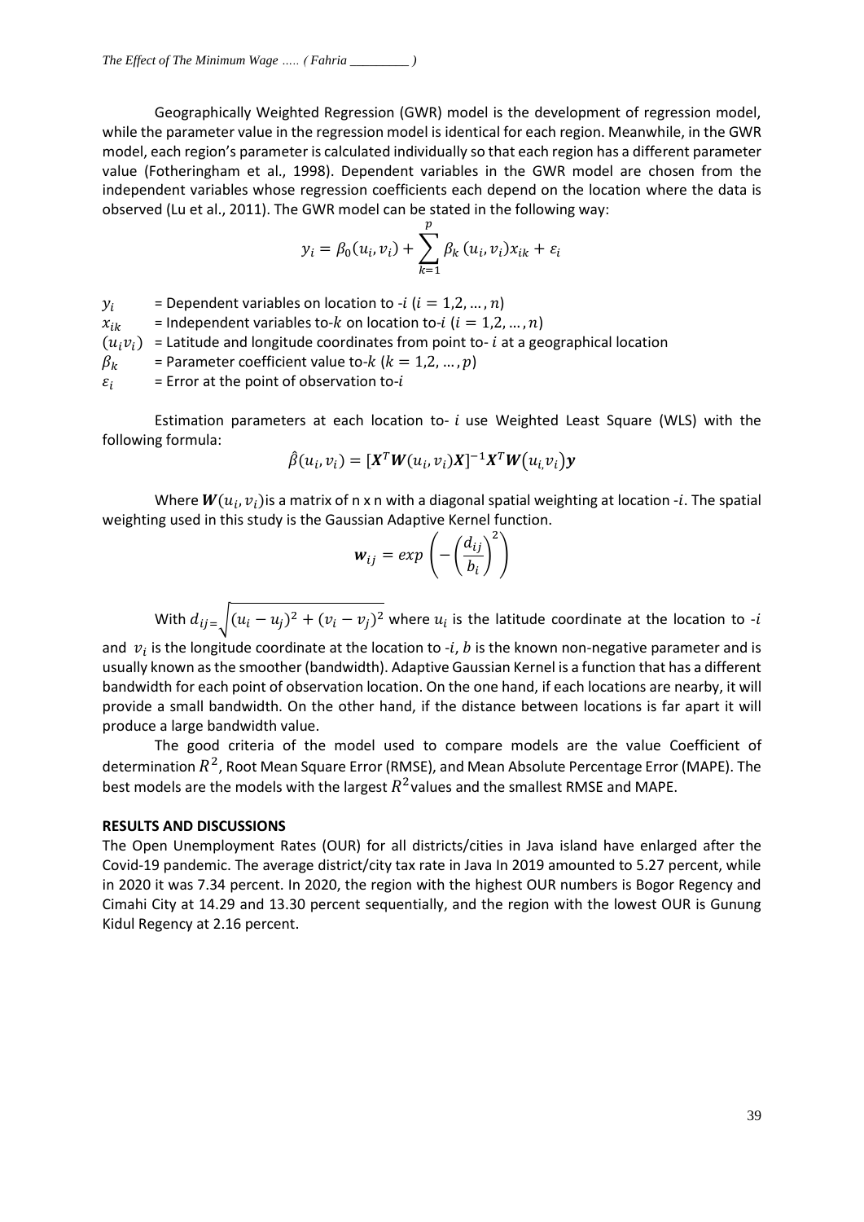Geographically Weighted Regression (GWR) model is the development of regression model, while the parameter value in the regression model is identical for each region. Meanwhile, in the GWR model, each region's parameter is calculated individually so that each region has a different parameter value (Fotheringham et al., 1998). Dependent variables in the GWR model are chosen from the independent variables whose regression coefficients each depend on the location where the data is observed (Lu et al., 2011). The GWR model can be stated in the following way:

$$y_i = \beta_0(u_i, v_i) + \sum_{k=1}^{p} \beta_k (u_i, v_i) x_{ik} + \varepsilon_i$$

$y_i$ = Dependent variables on location to -$i$ ($i = 1,2, \dots, n$)

$x_{ik}$ = Independent variables to-$k$ on location to-$i$ ($i = 1,2, \dots, n$)

$(u_i v_i)$ = Latitude and longitude coordinates from point to- $i$ at a geographical location

$\beta_k$ = Parameter coefficient value to-$k$ ($k = 1,2, \dots, p$)

$\varepsilon_i$ = Error at the point of observation to-$i$

Estimation parameters at each location to- $i$ use Weighted Least Square (WLS) with the following formula:

$$\hat{\beta}(u_i, v_i) = [\boldsymbol{X}^T \boldsymbol{W}(u_i, v_i) \boldsymbol{X}]^{-1} \boldsymbol{X}^T \boldsymbol{W}(u_{i,} v_i) \boldsymbol{y}$$

Where $\boldsymbol{W}(u_i, v_i)$is a matrix of n x n with a diagonal spatial weighting at location -$i$. The spatial weighting used in this study is the Gaussian Adaptive Kernel function.

$$\boldsymbol{w}_{ij} = exp\left(-\left(\frac{d_{ij}}{b_i}\right)^2\right)$$

With $d_{ij=}\sqrt{(u_i - u_j)^2 + (v_i - v_j)^2}$ where $u_i$ is the latitude coordinate at the location to -$i$ and $v_i$ is the longitude coordinate at the location to -$i$, $b$ is the known non-negative parameter and is usually known as the smoother (bandwidth). Adaptive Gaussian Kernel is a function that has a different bandwidth for each point of observation location. On the one hand, if each locations are nearby, it will provide a small bandwidth. On the other hand, if the distance between locations is far apart it will produce a large bandwidth value.

The good criteria of the model used to compare models are the value Coefficient of determination $R^2$, Root Mean Square Error (RMSE), and Mean Absolute Percentage Error (MAPE). The best models are the models with the largest $R^2$values and the smallest RMSE and MAPE.

## RESULTS AND DISCUSSIONS

The Open Unemployment Rates (OUR) for all districts/cities in Java island have enlarged after the Covid-19 pandemic. The average district/city tax rate in Java In 2019 amounted to 5.27 percent, while in 2020 it was 7.34 percent. In 2020, the region with the highest OUR numbers is Bogor Regency and Cimahi City at 14.29 and 13.30 percent sequentially, and the region with the lowest OUR is Gunung Kidul Regency at 2.16 percent.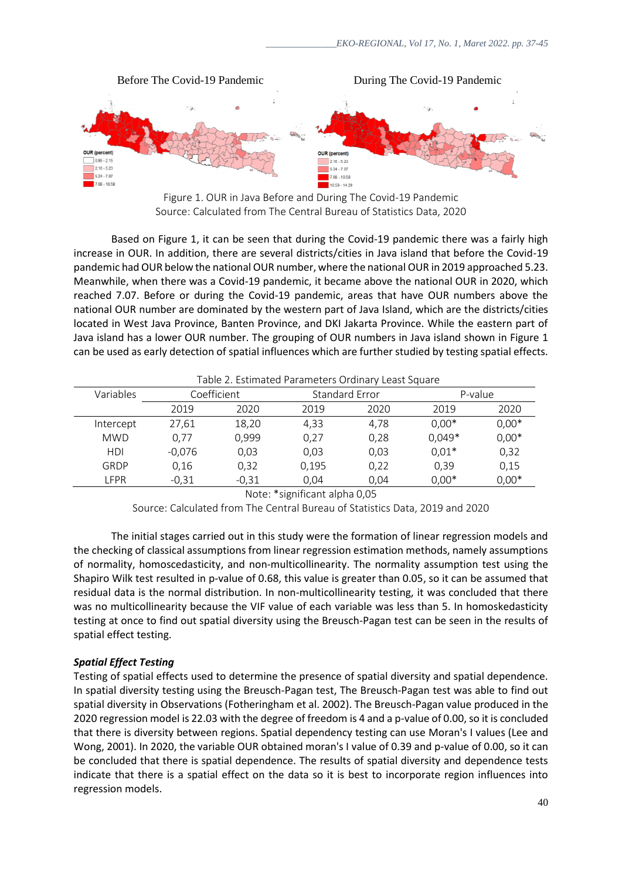Before The Covid-19 Pandemic　　　During The Covid-19 Pandemic

Figure 1. OUR in Java Before and During The Covid-19 Pandemic
Source: Calculated from The Central Bureau of Statistics Data, 2020

Based on Figure 1, it can be seen that during the Covid-19 pandemic there was a fairly high increase in OUR. In addition, there are several districts/cities in Java island that before the Covid-19 pandemic had OUR below the national OUR number, where the national OUR in 2019 approached 5.23. Meanwhile, when there was a Covid-19 pandemic, it became above the national OUR in 2020, which reached 7.07. Before or during the Covid-19 pandemic, areas that have OUR numbers above the national OUR number are dominated by the western part of Java Island, which are the districts/cities located in West Java Province, Banten Province, and DKI Jakarta Province. While the eastern part of Java island has a lower OUR number. The grouping of OUR numbers in Java island shown in Figure 1 can be used as early detection of spatial influences which are further studied by testing spatial effects.

Table 2. Estimated Parameters Ordinary Least Square

| Variables | Coefficient | | Standard Error | | P-value | |
|---|---|---|---|---|---|---|
| | 2019 | 2020 | 2019 | 2020 | 2019 | 2020 |
| Intercept | 27,61 | 18,20 | 4,33 | 4,78 | 0,00* | 0,00* |
| MWD | 0,77 | 0,999 | 0,27 | 0,28 | 0,049* | 0,00* |
| HDI | -0,076 | 0,03 | 0,03 | 0,03 | 0,01* | 0,32 |
| GRDP | 0,16 | 0,32 | 0,195 | 0,22 | 0,39 | 0,15 |
| LFPR | -0,31 | -0,31 | 0,04 | 0,04 | 0,00* | 0,00* |

Note: *significant alpha 0,05

Source: Calculated from The Central Bureau of Statistics Data, 2019 and 2020

The initial stages carried out in this study were the formation of linear regression models and the checking of classical assumptions from linear regression estimation methods, namely assumptions of normality, homoscedasticity, and non-multicollinearity. The normality assumption test using the Shapiro Wilk test resulted in p-value of 0.68, this value is greater than 0.05, so it can be assumed that residual data is the normal distribution. In non-multicollinearity testing, it was concluded that there was no multicollinearity because the VIF value of each variable was less than 5. In homoskedasticity testing at once to find out spatial diversity using the Breusch-Pagan test can be seen in the results of spatial effect testing.

### *Spatial Effect Testing*

Testing of spatial effects used to determine the presence of spatial diversity and spatial dependence. In spatial diversity testing using the Breusch-Pagan test, The Breusch-Pagan test was able to find out spatial diversity in Observations (Fotheringham et al. 2002). The Breusch-Pagan value produced in the 2020 regression model is 22.03 with the degree of freedom is 4 and a p-value of 0.00, so it is concluded that there is diversity between regions. Spatial dependency testing can use Moran's I values (Lee and Wong, 2001). In 2020, the variable OUR obtained moran's I value of 0.39 and p-value of 0.00, so it can be concluded that there is spatial dependence. The results of spatial diversity and dependence tests indicate that there is a spatial effect on the data so it is best to incorporate region influences into regression models.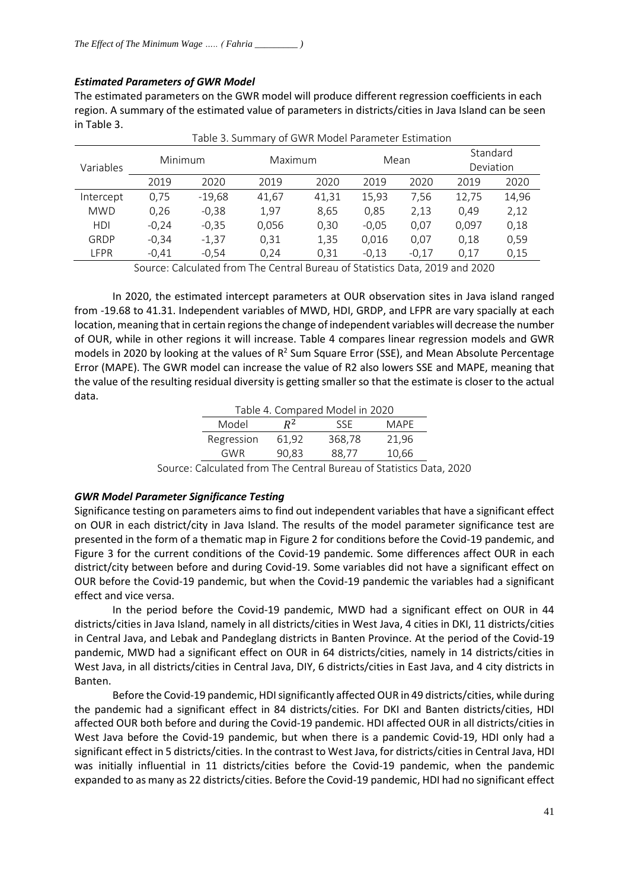### *Estimated Parameters of GWR Model*

The estimated parameters on the GWR model will produce different regression coefficients in each region. A summary of the estimated value of parameters in districts/cities in Java Island can be seen in Table 3.

Table 3. Summary of GWR Model Parameter Estimation

| Variables | Minimum | | Maximum | | Mean | | Standard Deviation | |
|---|---|---|---|---|---|---|---|---|
| | 2019 | 2020 | 2019 | 2020 | 2019 | 2020 | 2019 | 2020 |
| Intercept | 0,75 | -19,68 | 41,67 | 41,31 | 15,93 | 7,56 | 12,75 | 14,96 |
| MWD | 0,26 | -0,38 | 1,97 | 8,65 | 0,85 | 2,13 | 0,49 | 2,12 |
| HDI | -0,24 | -0,35 | 0,056 | 0,30 | -0,05 | 0,07 | 0,097 | 0,18 |
| GRDP | -0,34 | -1,37 | 0,31 | 1,35 | 0,016 | 0,07 | 0,18 | 0,59 |
| LFPR | -0,41 | -0,54 | 0,24 | 0,31 | -0,13 | -0,17 | 0,17 | 0,15 |

Source: Calculated from The Central Bureau of Statistics Data, 2019 and 2020

In 2020, the estimated intercept parameters at OUR observation sites in Java island ranged from -19.68 to 41.31. Independent variables of MWD, HDI, GRDP, and LFPR are vary spacially at each location, meaning that in certain regions the change of independent variables will decrease the number of OUR, while in other regions it will increase. Table 4 compares linear regression models and GWR models in 2020 by looking at the values of $R^2$ Sum Square Error (SSE), and Mean Absolute Percentage Error (MAPE). The GWR model can increase the value of R2 also lowers SSE and MAPE, meaning that the value of the resulting residual diversity is getting smaller so that the estimate is closer to the actual data.

Table 4. Compared Model in 2020

| Model | $R^2$ | SSE | MAPE |
|---|---|---|---|
| Regression | 61,92 | 368,78 | 21,96 |
| GWR | 90,83 | 88,77 | 10,66 |

Source: Calculated from The Central Bureau of Statistics Data, 2020

### *GWR Model Parameter Significance Testing*

Significance testing on parameters aims to find out independent variables that have a significant effect on OUR in each district/city in Java Island. The results of the model parameter significance test are presented in the form of a thematic map in Figure 2 for conditions before the Covid-19 pandemic, and Figure 3 for the current conditions of the Covid-19 pandemic. Some differences affect OUR in each district/city between before and during Covid-19. Some variables did not have a significant effect on OUR before the Covid-19 pandemic, but when the Covid-19 pandemic the variables had a significant effect and vice versa.

In the period before the Covid-19 pandemic, MWD had a significant effect on OUR in 44 districts/cities in Java Island, namely in all districts/cities in West Java, 4 cities in DKI, 11 districts/cities in Central Java, and Lebak and Pandeglang districts in Banten Province. At the period of the Covid-19 pandemic, MWD had a significant effect on OUR in 64 districts/cities, namely in 14 districts/cities in West Java, in all districts/cities in Central Java, DIY, 6 districts/cities in East Java, and 4 city districts in Banten.

Before the Covid-19 pandemic, HDI significantly affected OUR in 49 districts/cities, while during the pandemic had a significant effect in 84 districts/cities. For DKI and Banten districts/cities, HDI affected OUR both before and during the Covid-19 pandemic. HDI affected OUR in all districts/cities in West Java before the Covid-19 pandemic, but when there is a pandemic Covid-19, HDI only had a significant effect in 5 districts/cities. In the contrast to West Java, for districts/cities in Central Java, HDI was initially influential in 11 districts/cities before the Covid-19 pandemic, when the pandemic expanded to as many as 22 districts/cities. Before the Covid-19 pandemic, HDI had no significant effect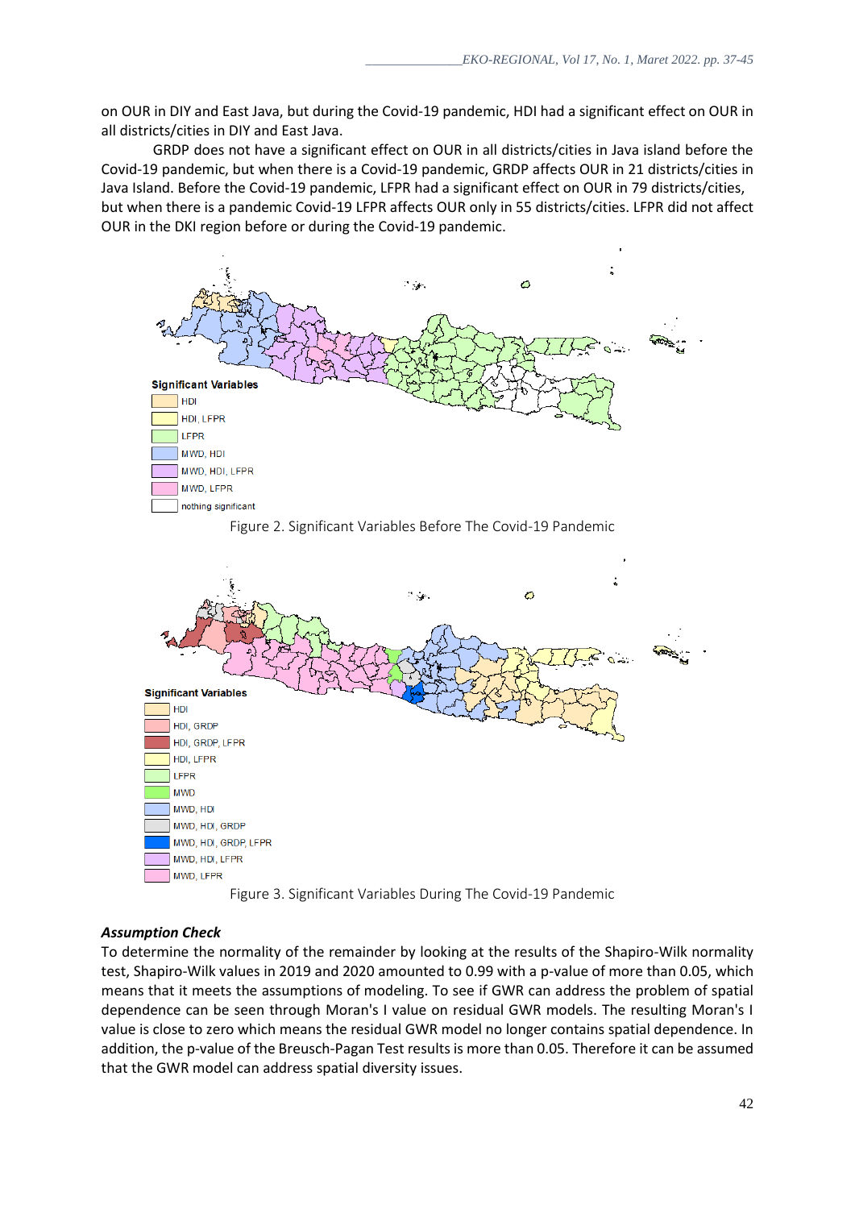on OUR in DIY and East Java, but during the Covid-19 pandemic, HDI had a significant effect on OUR in all districts/cities in DIY and East Java.

GRDP does not have a significant effect on OUR in all districts/cities in Java island before the Covid-19 pandemic, but when there is a Covid-19 pandemic, GRDP affects OUR in 21 districts/cities in Java Island. Before the Covid-19 pandemic, LFPR had a significant effect on OUR in 79 districts/cities, but when there is a pandemic Covid-19 LFPR affects OUR only in 55 districts/cities. LFPR did not affect OUR in the DKI region before or during the Covid-19 pandemic.

Figure 2. Significant Variables Before The Covid-19 Pandemic

Figure 3. Significant Variables During The Covid-19 Pandemic

### *Assumption Check*

To determine the normality of the remainder by looking at the results of the Shapiro-Wilk normality test, Shapiro-Wilk values in 2019 and 2020 amounted to 0.99 with a p-value of more than 0.05, which means that it meets the assumptions of modeling. To see if GWR can address the problem of spatial dependence can be seen through Moran's I value on residual GWR models. The resulting Moran's I value is close to zero which means the residual GWR model no longer contains spatial dependence. In addition, the p-value of the Breusch-Pagan Test results is more than 0.05. Therefore it can be assumed that the GWR model can address spatial diversity issues.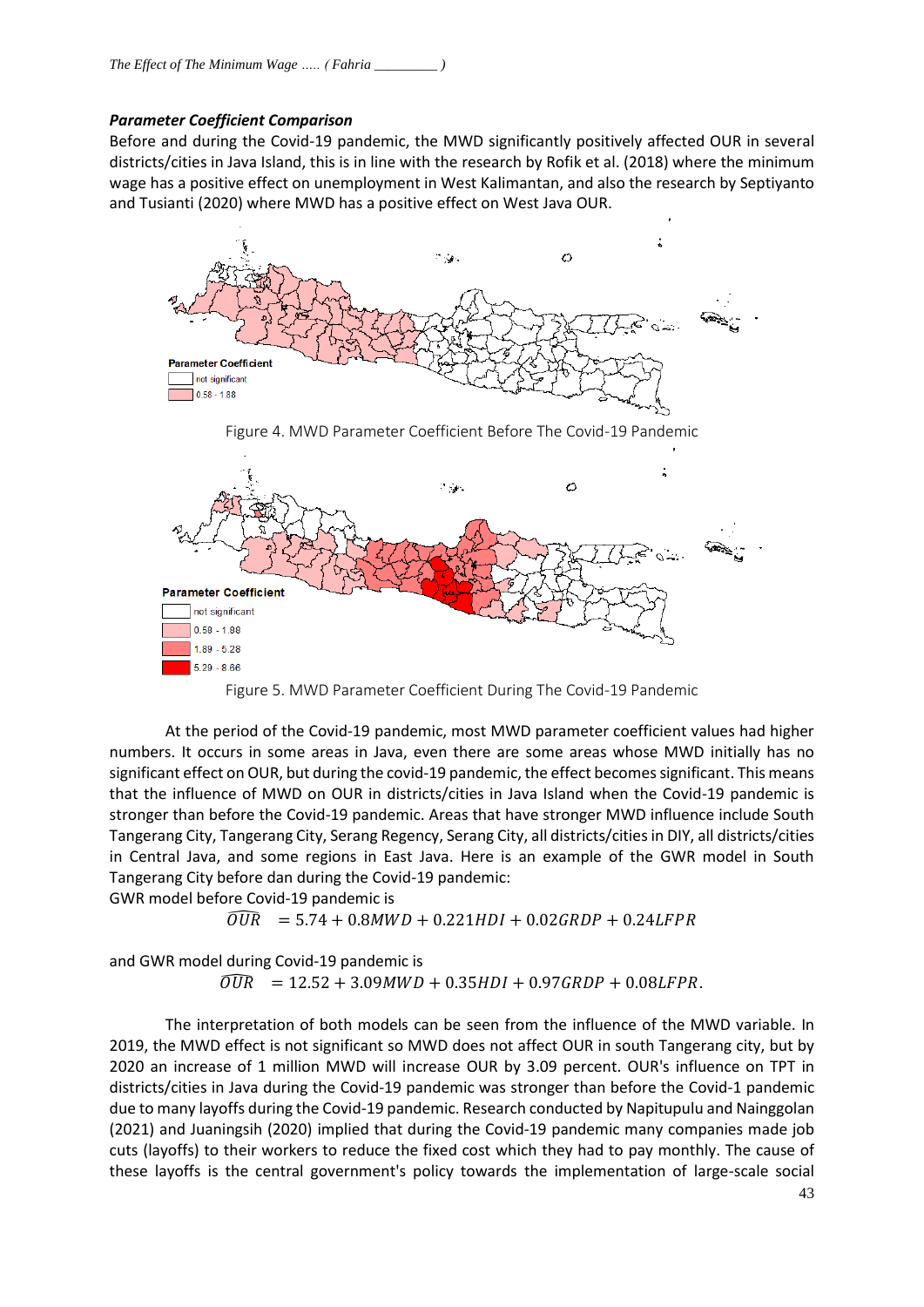### *Parameter Coefficient Comparison*

Before and during the Covid-19 pandemic, the MWD significantly positively affected OUR in several districts/cities in Java Island, this is in line with the research by Rofik et al. (2018) where the minimum wage has a positive effect on unemployment in West Kalimantan, and also the research by Septiyanto and Tusianti (2020) where MWD has a positive effect on West Java OUR.

Figure 4. MWD Parameter Coefficient Before The Covid-19 Pandemic

Figure 5. MWD Parameter Coefficient During The Covid-19 Pandemic

At the period of the Covid-19 pandemic, most MWD parameter coefficient values had higher numbers. It occurs in some areas in Java, even there are some areas whose MWD initially has no significant effect on OUR, but during the covid-19 pandemic, the effect becomes significant. This means that the influence of MWD on OUR in districts/cities in Java Island when the Covid-19 pandemic is stronger than before the Covid-19 pandemic. Areas that have stronger MWD influence include South Tangerang City, Tangerang City, Serang Regency, Serang City, all districts/cities in DIY, all districts/cities in Central Java, and some regions in East Java. Here is an example of the GWR model in South Tangerang City before dan during the Covid-19 pandemic:

GWR model before Covid-19 pandemic is

$$\widehat{OUR} = 5.74 + 0.8MWD + 0.221HDI + 0.02GRDP + 0.24LFPR$$

and GWR model during Covid-19 pandemic is

$$\widehat{OUR} = 12.52 + 3.09MWD + 0.35HDI + 0.97GRDP + 0.08LFPR.$$

The interpretation of both models can be seen from the influence of the MWD variable. In 2019, the MWD effect is not significant so MWD does not affect OUR in south Tangerang city, but by 2020 an increase of 1 million MWD will increase OUR by 3.09 percent. OUR's influence on TPT in districts/cities in Java during the Covid-19 pandemic was stronger than before the Covid-1 pandemic due to many layoffs during the Covid-19 pandemic. Research conducted by Napitupulu and Nainggolan (2021) and Juaningsih (2020) implied that during the Covid-19 pandemic many companies made job cuts (layoffs) to their workers to reduce the fixed cost which they had to pay monthly. The cause of these layoffs is the central government's policy towards the implementation of large-scale social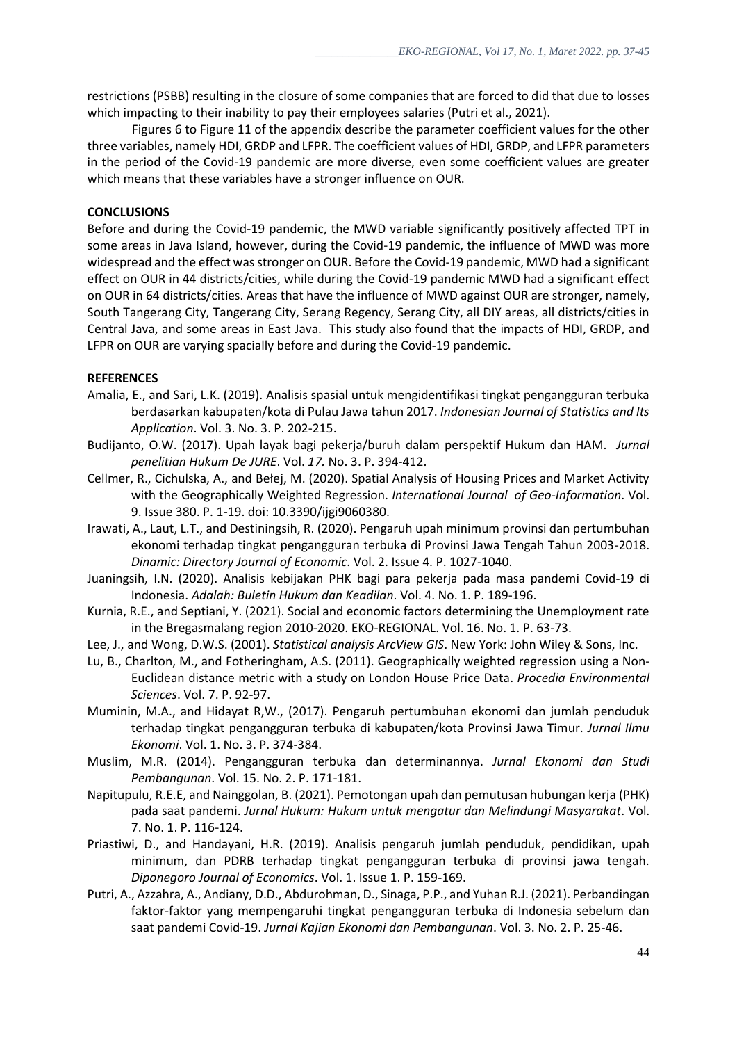restrictions (PSBB) resulting in the closure of some companies that are forced to did that due to losses which impacting to their inability to pay their employees salaries (Putri et al., 2021).

Figures 6 to Figure 11 of the appendix describe the parameter coefficient values for the other three variables, namely HDI, GRDP and LFPR. The coefficient values of HDI, GRDP, and LFPR parameters in the period of the Covid-19 pandemic are more diverse, even some coefficient values are greater which means that these variables have a stronger influence on OUR.

## CONCLUSIONS

Before and during the Covid-19 pandemic, the MWD variable significantly positively affected TPT in some areas in Java Island, however, during the Covid-19 pandemic, the influence of MWD was more widespread and the effect was stronger on OUR. Before the Covid-19 pandemic, MWD had a significant effect on OUR in 44 districts/cities, while during the Covid-19 pandemic MWD had a significant effect on OUR in 64 districts/cities. Areas that have the influence of MWD against OUR are stronger, namely, South Tangerang City, Tangerang City, Serang Regency, Serang City, all DIY areas, all districts/cities in Central Java, and some areas in East Java. This study also found that the impacts of HDI, GRDP, and LFPR on OUR are varying spatially before and during the Covid-19 pandemic.

## REFERENCES

Amalia, E., and Sari, L.K. (2019). Analisis spasial untuk mengidentifikasi tingkat pengangguran terbuka berdasarkan kabupaten/kota di Pulau Jawa tahun 2017. *Indonesian Journal of Statistics and Its Application*. Vol. 3. No. 3. P. 202-215.

Budijanto, O.W. (2017). Upah layak bagi pekerja/buruh dalam perspektif Hukum dan HAM. *Jurnal penelitian Hukum De JURE*. Vol. *17.* No. 3. P. 394-412.

Cellmer, R., Cichulska, A., and Bełej, M. (2020). Spatial Analysis of Housing Prices and Market Activity with the Geographically Weighted Regression. *International Journal of Geo-Information*. Vol. 9. Issue 380. P. 1-19. doi: 10.3390/ijgi9060380.

Irawati, A., Laut, L.T., and Destiningsih, R. (2020). Pengaruh upah minimum provinsi dan pertumbuhan ekonomi terhadap tingkat pengangguran terbuka di Provinsi Jawa Tengah Tahun 2003-2018. *Dinamic: Directory Journal of Economic*. Vol. 2. Issue 4. P. 1027-1040.

Juaningsih, I.N. (2020). Analisis kebijakan PHK bagi para pekerja pada masa pandemi Covid-19 di Indonesia. *Adalah: Buletin Hukum dan Keadilan*. Vol. 4. No. 1. P. 189-196.

Kurnia, R.E., and Septiani, Y. (2021). Social and economic factors determining the Unemployment rate in the Bregasmalang region 2010-2020. EKO-REGIONAL. Vol. 16. No. 1. P. 63-73.

Lee, J., and Wong, D.W.S. (2001). *Statistical analysis ArcView GIS*. New York: John Wiley & Sons, Inc.

Lu, B., Charlton, M., and Fotheringham, A.S. (2011). Geographically weighted regression using a Non-Euclidean distance metric with a study on London House Price Data. *Procedia Environmental Sciences*. Vol. 7. P. 92-97.

Muminin, M.A., and Hidayat R,W., (2017). Pengaruh pertumbuhan ekonomi dan jumlah penduduk terhadap tingkat pengangguran terbuka di kabupaten/kota Provinsi Jawa Timur. *Jurnal Ilmu Ekonomi*. Vol. 1. No. 3. P. 374-384.

Muslim, M.R. (2014). Pengangguran terbuka dan determinannya. *Jurnal Ekonomi dan Studi Pembangunan*. Vol. 15. No. 2. P. 171-181.

Napitupulu, R.E.E, and Nainggolan, B. (2021). Pemotongan upah dan pemutusan hubungan kerja (PHK) pada saat pandemi. *Jurnal Hukum: Hukum untuk mengatur dan Melindungi Masyarakat*. Vol. 7. No. 1. P. 116-124.

Priastiwi, D., and Handayani, H.R. (2019). Analisis pengaruh jumlah penduduk, pendidikan, upah minimum, dan PDRB terhadap tingkat pengangguran terbuka di provinsi jawa tengah. *Diponegoro Journal of Economics*. Vol. 1. Issue 1. P. 159-169.

Putri, A., Azzahra, A., Andiany, D.D., Abdurohman, D., Sinaga, P.P., and Yuhan R.J. (2021). Perbandingan faktor-faktor yang mempengaruhi tingkat pengangguran terbuka di Indonesia sebelum dan saat pandemi Covid-19. *Jurnal Kajian Ekonomi dan Pembangunan*. Vol. 3. No. 2. P. 25-46.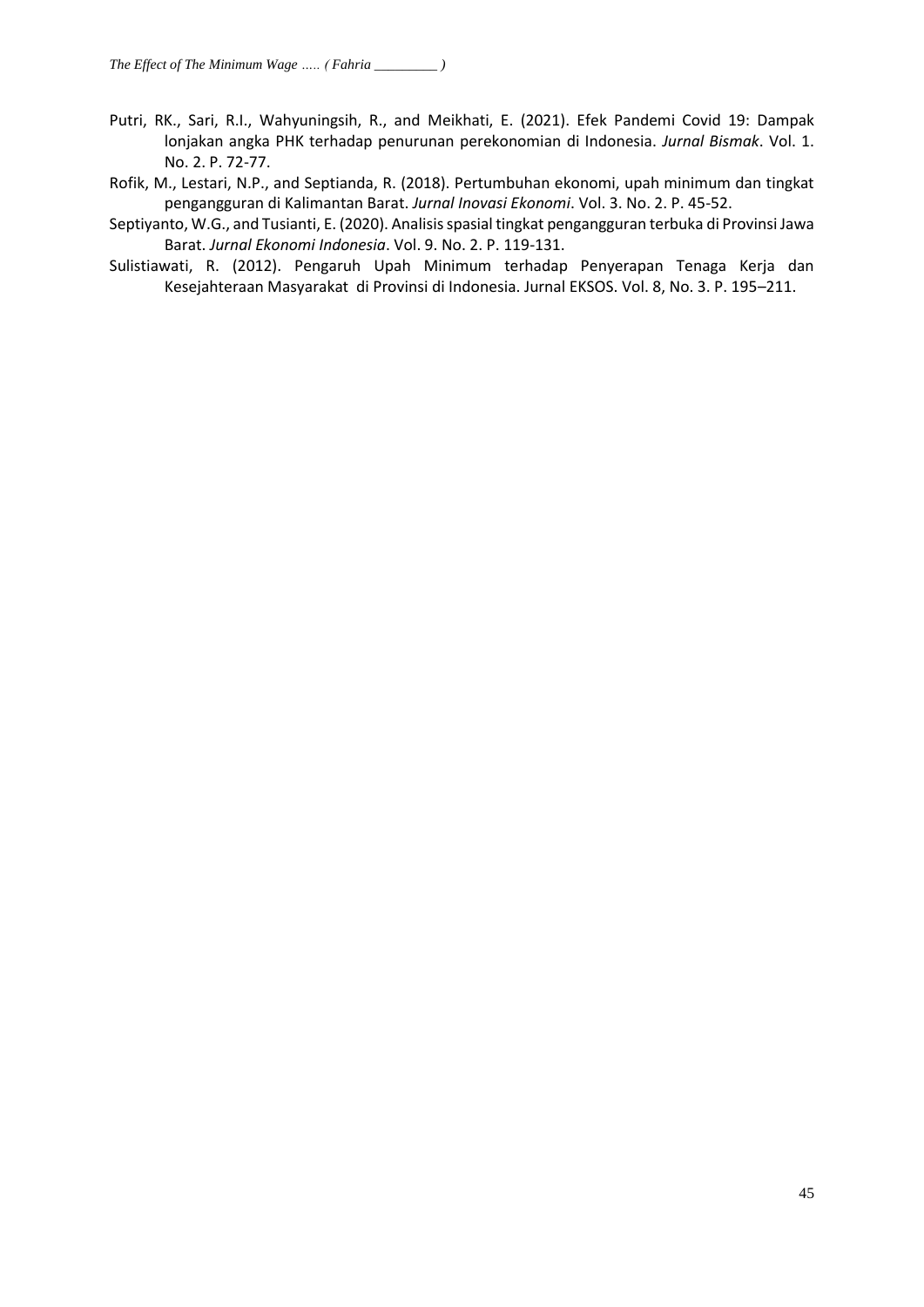Putri, RK., Sari, R.I., Wahyuningsih, R., and Meikhati, E. (2021). Efek Pandemi Covid 19: Dampak lonjakan angka PHK terhadap penurunan perekonomian di Indonesia. *Jurnal Bismak*. Vol. 1. No. 2. P. 72-77.

Rofik, M., Lestari, N.P., and Septianda, R. (2018). Pertumbuhan ekonomi, upah minimum dan tingkat pengangguran di Kalimantan Barat. *Jurnal Inovasi Ekonomi*. Vol. 3. No. 2. P. 45-52.

Septiyanto, W.G., and Tusianti, E. (2020). Analisis spasial tingkat pengangguran terbuka di Provinsi Jawa Barat. *Jurnal Ekonomi Indonesia*. Vol. 9. No. 2. P. 119-131.

Sulistiawati, R. (2012). Pengaruh Upah Minimum terhadap Penyerapan Tenaga Kerja dan Kesejahteraan Masyarakat di Provinsi di Indonesia. Jurnal EKSOS. Vol. 8, No. 3. P. 195–211.